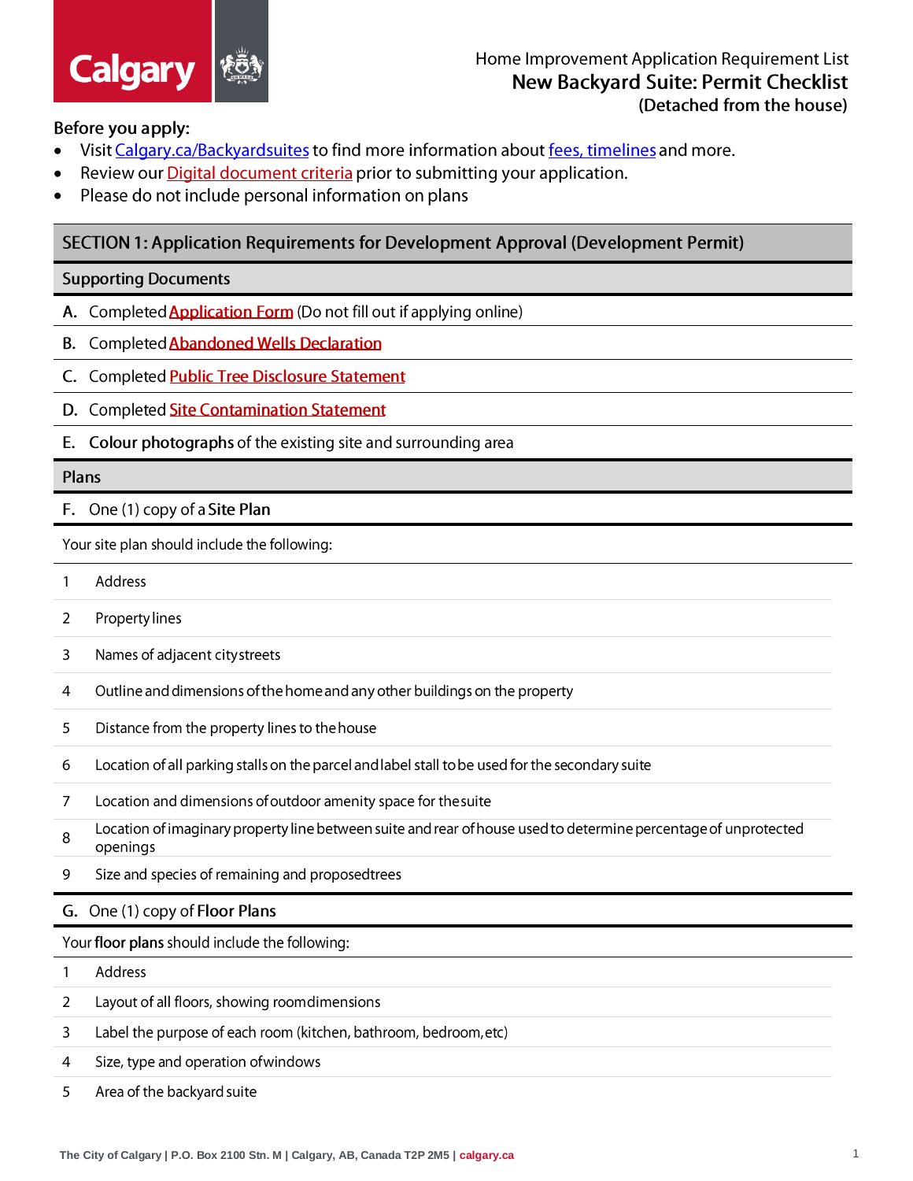Home Improvement Application Requirement List

# New Backyard Suite: Permit Checklist

**(Detached from the house)**

**Before you apply:**

- Visit Calgary.ca/Backyardsuites to find more information about fees, timelines and more.
- Review our Digital document criteria prior to submitting your application.
- Please do not include personal information on plans

## SECTION 1: Application Requirements for Development Approval (Development Permit)

### Supporting Documents

**A.** Completed Application Form (Do not fill out if applying online)

**B.** Completed Abandoned Wells Declaration

**C.** Completed Public Tree Disclosure Statement

**D.** Completed Site Contamination Statement

**E.** **Colour photographs** of the existing site and surrounding area

### Plans

**F.** One (1) copy of a **Site Plan**

Your site plan should include the following:

1. Address
2. Property lines
3. Names of adjacent city streets
4. Outline and dimensions of the home and any other buildings on the property
5. Distance from the property lines to the house
6. Location of all parking stalls on the parcel and label stall to be used for the secondary suite
7. Location and dimensions of outdoor amenity space for the suite
8. Location of imaginary property line between suite and rear of house used to determine percentage of unprotected openings
9. Size and species of remaining and proposed trees

**G.** One (1) copy of **Floor Plans**

Your **floor plans** should include the following:

1. Address
2. Layout of all floors, showing room dimensions
3. Label the purpose of each room (kitchen, bathroom, bedroom, etc)
4. Size, type and operation of windows
5. Area of the backyard suite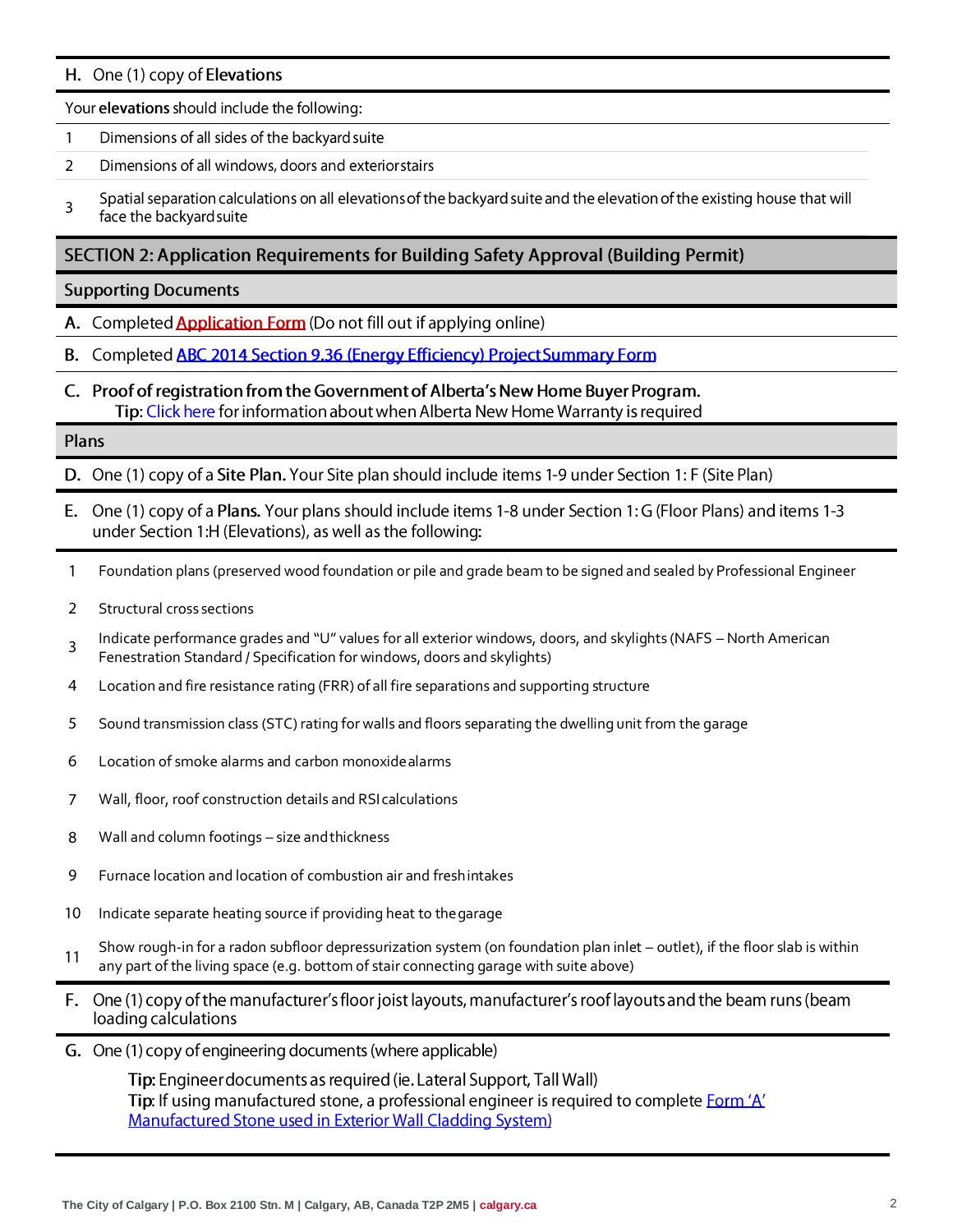**H.** One (1) copy of **Elevations**

Your **elevations** should include the following:

1. Dimensions of all sides of the backyard suite
2. Dimensions of all windows, doors and exterior stairs
3. Spatial separation calculations on all elevations of the backyard suite and the elevation of the existing house that will face the backyard suite

## SECTION 2: Application Requirements for Building Safety Approval (Building Permit)

### Supporting Documents

**A.** Completed [Application Form]() (Do not fill out if applying online)

**B.** Completed [ABC 2014 Section 9.36 (Energy Efficiency) Project Summary Form]()

**C.** **Proof of registration from the Government of Alberta's New Home Buyer Program.**
**Tip**: [Click here]() for information about when Alberta New Home Warranty is required

### Plans

**D.** One (1) copy of a **Site Plan.** Your Site plan should include items 1-9 under Section 1: F (Site Plan)

**E.** One (1) copy of a **Plans.** Your plans should include items 1-8 under Section 1: G (Floor Plans) and items 1-3 under Section 1:H (Elevations), as well as the following:

1. Foundation plans (preserved wood foundation or pile and grade beam to be signed and sealed by Professional Engineer
2. Structural cross sections
3. Indicate performance grades and "U" values for all exterior windows, doors, and skylights (NAFS – North American Fenestration Standard / Specification for windows, doors and skylights)
4. Location and fire resistance rating (FRR) of all fire separations and supporting structure
5. Sound transmission class (STC) rating for walls and floors separating the dwelling unit from the garage
6. Location of smoke alarms and carbon monoxide alarms
7. Wall, floor, roof construction details and RSI calculations
8. Wall and column footings – size and thickness
9. Furnace location and location of combustion air and fresh intakes
10. Indicate separate heating source if providing heat to the garage
11. Show rough-in for a radon subfloor depressurization system (on foundation plan inlet – outlet), if the floor slab is within any part of the living space (e.g. bottom of stair connecting garage with suite above)

**F.** One (1) copy of the manufacturer's floor joist layouts, manufacturer's roof layouts and the beam runs (beam loading calculations

**G.** One (1) copy of engineering documents (where applicable)

**Tip:** Engineer documents as required (ie. Lateral Support, Tall Wall)
**Tip**: If using manufactured stone, a professional engineer is required to complete [Form 'A' Manufactured Stone used in Exterior Wall Cladding System)]()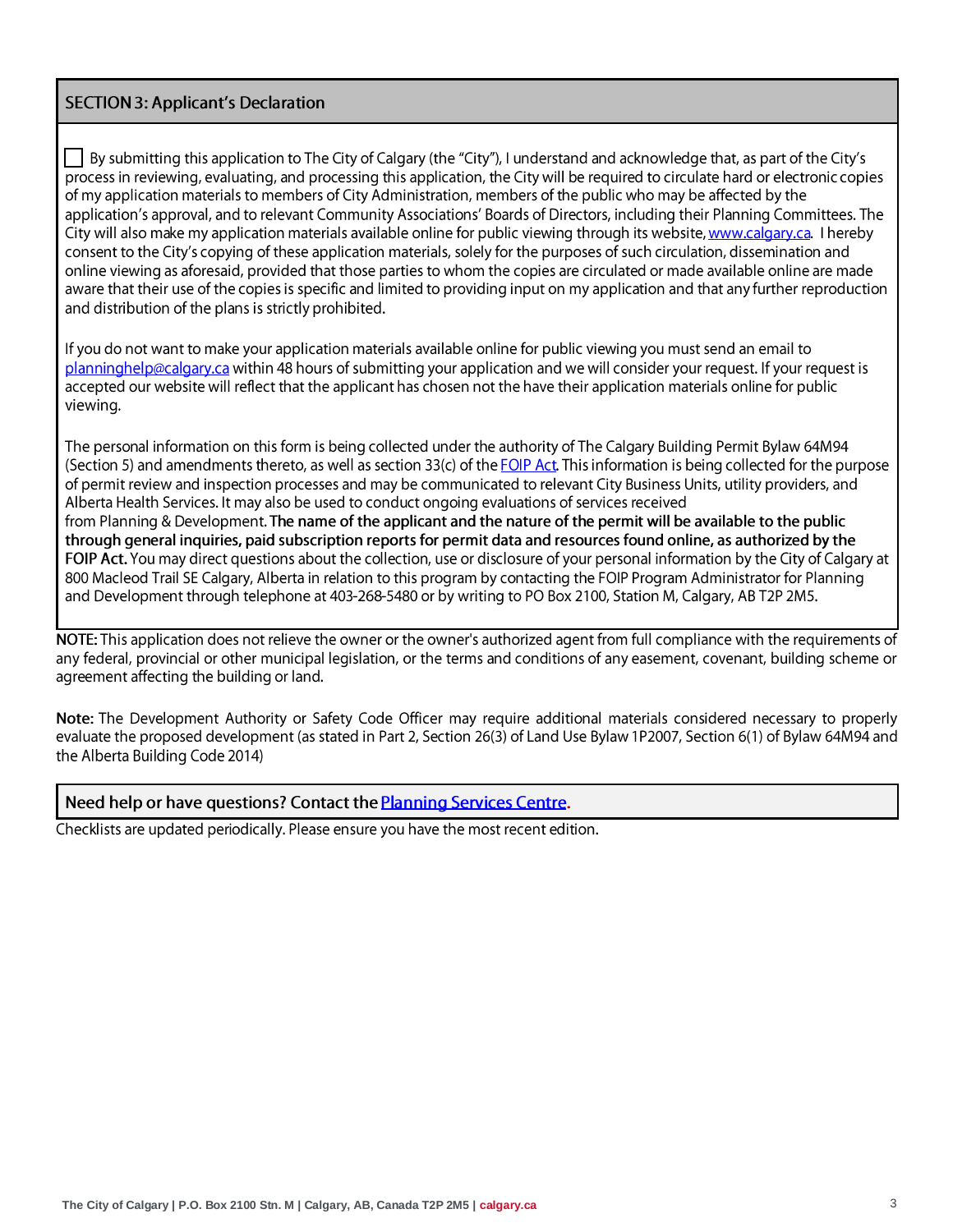## SECTION 3: Applicant's Declaration

☐ By submitting this application to The City of Calgary (the "City"), I understand and acknowledge that, as part of the City's process in reviewing, evaluating, and processing this application, the City will be required to circulate hard or electronic copies of my application materials to members of City Administration, members of the public who may be affected by the application's approval, and to relevant Community Associations' Boards of Directors, including their Planning Committees. The City will also make my application materials available online for public viewing through its website, www.calgary.ca. I hereby consent to the City's copying of these application materials, solely for the purposes of such circulation, dissemination and online viewing as aforesaid, provided that those parties to whom the copies are circulated or made available online are made aware that their use of the copies is specific and limited to providing input on my application and that any further reproduction and distribution of the plans is strictly prohibited.

If you do not want to make your application materials available online for public viewing you must send an email to planninghelp@calgary.ca within 48 hours of submitting your application and we will consider your request. If your request is accepted our website will reflect that the applicant has chosen not the have their application materials online for public viewing.

The personal information on this form is being collected under the authority of The Calgary Building Permit Bylaw 64M94 (Section 5) and amendments thereto, as well as section 33(c) of the FOIP Act. This information is being collected for the purpose of permit review and inspection processes and may be communicated to relevant City Business Units, utility providers, and Alberta Health Services. It may also be used to conduct ongoing evaluations of services received from Planning & Development. **The name of the applicant and the nature of the permit will be available to the public through general inquiries, paid subscription reports for permit data and resources found online, as authorized by the FOIP Act.** You may direct questions about the collection, use or disclosure of your personal information by the City of Calgary at 800 Macleod Trail SE Calgary, Alberta in relation to this program by contacting the FOIP Program Administrator for Planning and Development through telephone at 403-268-5480 or by writing to PO Box 2100, Station M, Calgary, AB T2P 2M5.

**NOTE:** This application does not relieve the owner or the owner's authorized agent from full compliance with the requirements of any federal, provincial or other municipal legislation, or the terms and conditions of any easement, covenant, building scheme or agreement affecting the building or land.

**Note:** The Development Authority or Safety Code Officer may require additional materials considered necessary to properly evaluate the proposed development (as stated in Part 2, Section 26(3) of Land Use Bylaw 1P2007, Section 6(1) of Bylaw 64M94 and the Alberta Building Code 2014)

**Need help or have questions? Contact the Planning Services Centre.**

Checklists are updated periodically. Please ensure you have the most recent edition.